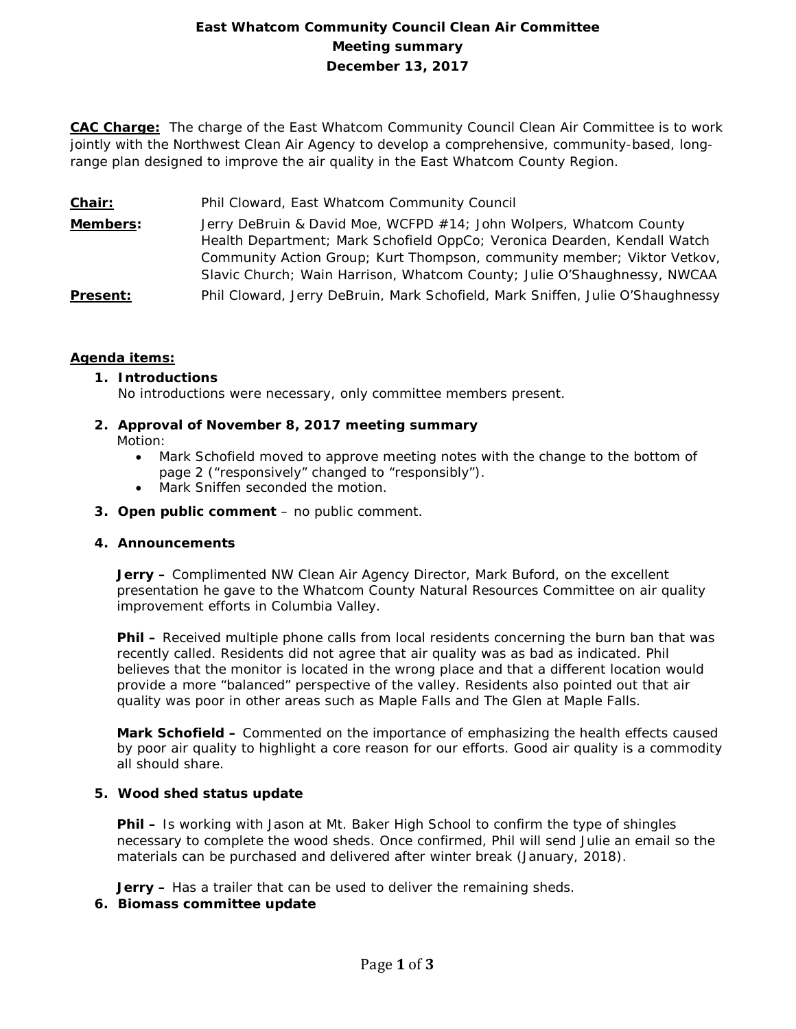# East Whatcom Community Council Clean Air Committee
## Meeting summary
## December 13, 2017

**CAC Charge:** The charge of the East Whatcom Community Council Clean Air Committee is to work jointly with the Northwest Clean Air Agency to develop a comprehensive, community-based, long-range plan designed to improve the air quality in the East Whatcom County Region.

**Chair:** Phil Cloward, East Whatcom Community Council

**Members:** Jerry DeBruin & David Moe, WCFPD #14; John Wolpers, Whatcom County Health Department; Mark Schofield OppCo; Veronica Dearden, Kendall Watch Community Action Group; Kurt Thompson, community member; Viktor Vetkov, Slavic Church; Wain Harrison, Whatcom County; Julie O'Shaughnessy, NWCAA

**Present:** Phil Cloward, Jerry DeBruin, Mark Schofield, Mark Sniffen, Julie O'Shaughnessy

**Agenda items:**

1. **Introductions**
   No introductions were necessary, only committee members present.

2. **Approval of November 8, 2017 meeting summary**
   Motion:
   - Mark Schofield moved to approve meeting notes with the change to the bottom of page 2 ("responsively" changed to "responsibly").
   - Mark Sniffen seconded the motion.

3. **Open public comment** – no public comment.

4. **Announcements**

   **Jerry –** Complimented NW Clean Air Agency Director, Mark Buford, on the excellent presentation he gave to the Whatcom County Natural Resources Committee on air quality improvement efforts in Columbia Valley.

   **Phil –** Received multiple phone calls from local residents concerning the burn ban that was recently called. Residents did not agree that air quality was as bad as indicated. Phil believes that the monitor is located in the wrong place and that a different location would provide a more "balanced" perspective of the valley. Residents also pointed out that air quality was poor in other areas such as Maple Falls and The Glen at Maple Falls.

   **Mark Schofield –** Commented on the importance of emphasizing the health effects caused by poor air quality to highlight a core reason for our efforts. Good air quality is a commodity all should share.

5. **Wood shed status update**

   **Phil –** Is working with Jason at Mt. Baker High School to confirm the type of shingles necessary to complete the wood sheds. Once confirmed, Phil will send Julie an email so the materials can be purchased and delivered after winter break (January, 2018).

   **Jerry –** Has a trailer that can be used to deliver the remaining sheds.

6. **Biomass committee update**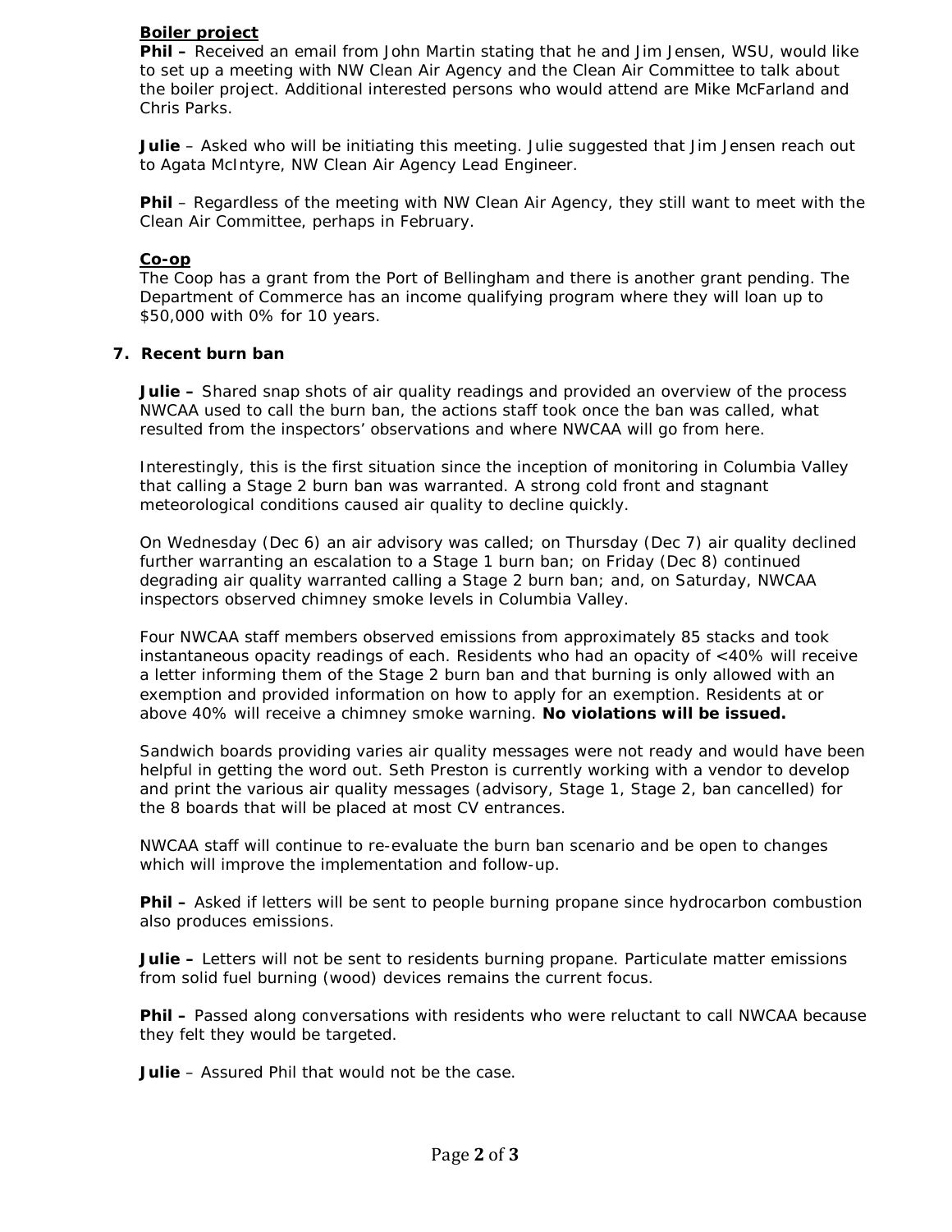**Boiler project**

**Phil –** Received an email from John Martin stating that he and Jim Jensen, WSU, would like to set up a meeting with NW Clean Air Agency and the Clean Air Committee to talk about the boiler project. Additional interested persons who would attend are Mike McFarland and Chris Parks.

**Julie** – Asked who will be initiating this meeting. Julie suggested that Jim Jensen reach out to Agata McIntyre, NW Clean Air Agency Lead Engineer.

**Phil** – Regardless of the meeting with NW Clean Air Agency, they still want to meet with the Clean Air Committee, perhaps in February.

**Co-op**

The Coop has a grant from the Port of Bellingham and there is another grant pending. The Department of Commerce has an income qualifying program where they will loan up to $50,000 with 0% for 10 years.

**7. Recent burn ban**

**Julie –** Shared snap shots of air quality readings and provided an overview of the process NWCAA used to call the burn ban, the actions staff took once the ban was called, what resulted from the inspectors' observations and where NWCAA will go from here.

Interestingly, this is the first situation since the inception of monitoring in Columbia Valley that calling a Stage 2 burn ban was warranted. A strong cold front and stagnant meteorological conditions caused air quality to decline quickly.

On Wednesday (Dec 6) an air advisory was called; on Thursday (Dec 7) air quality declined further warranting an escalation to a Stage 1 burn ban; on Friday (Dec 8) continued degrading air quality warranted calling a Stage 2 burn ban; and, on Saturday, NWCAA inspectors observed chimney smoke levels in Columbia Valley.

Four NWCAA staff members observed emissions from approximately 85 stacks and took instantaneous opacity readings of each. Residents who had an opacity of <40% will receive a letter informing them of the Stage 2 burn ban and that burning is only allowed with an exemption and provided information on how to apply for an exemption. Residents at or above 40% will receive a chimney smoke warning. **No violations will be issued.**

Sandwich boards providing varies air quality messages were not ready and would have been helpful in getting the word out. Seth Preston is currently working with a vendor to develop and print the various air quality messages (advisory, Stage 1, Stage 2, ban cancelled) for the 8 boards that will be placed at most CV entrances.

NWCAA staff will continue to re-evaluate the burn ban scenario and be open to changes which will improve the implementation and follow-up.

**Phil –** Asked if letters will be sent to people burning propane since hydrocarbon combustion also produces emissions.

**Julie –** Letters will not be sent to residents burning propane. Particulate matter emissions from solid fuel burning (wood) devices remains the current focus.

**Phil –** Passed along conversations with residents who were reluctant to call NWCAA because they felt they would be targeted.

**Julie** – Assured Phil that would not be the case.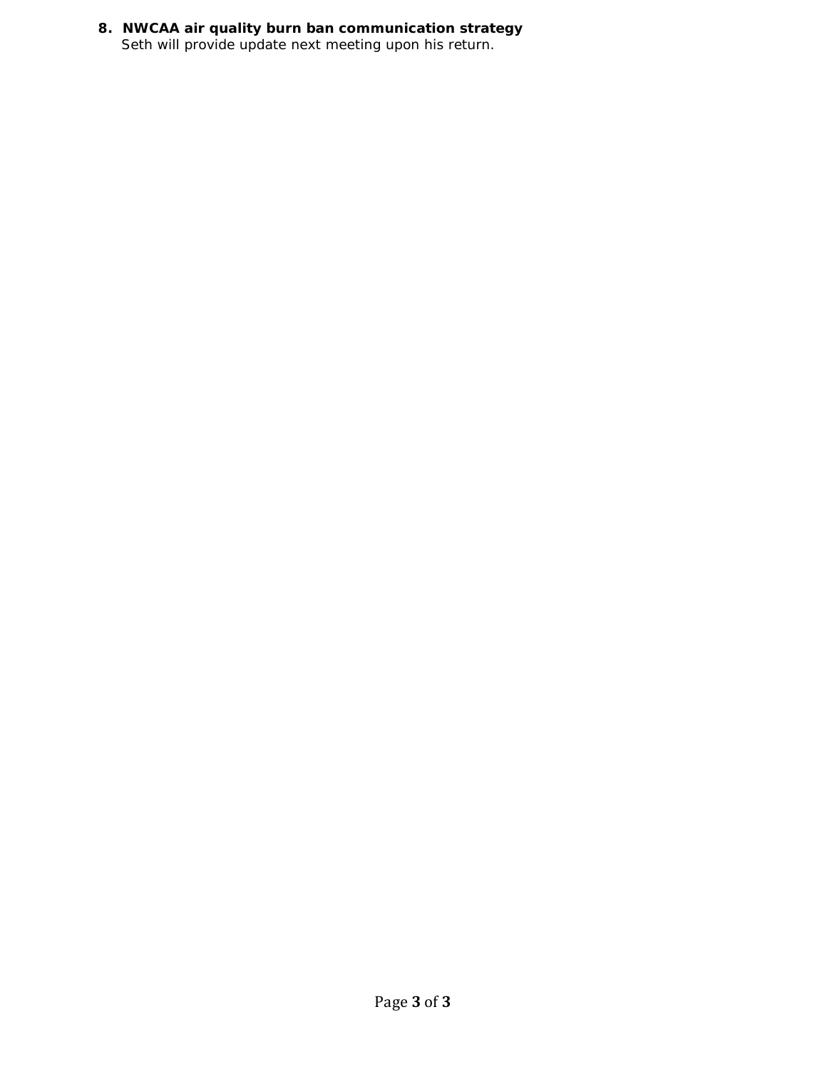8. **NWCAA air quality burn ban communication strategy**
   Seth will provide update next meeting upon his return.